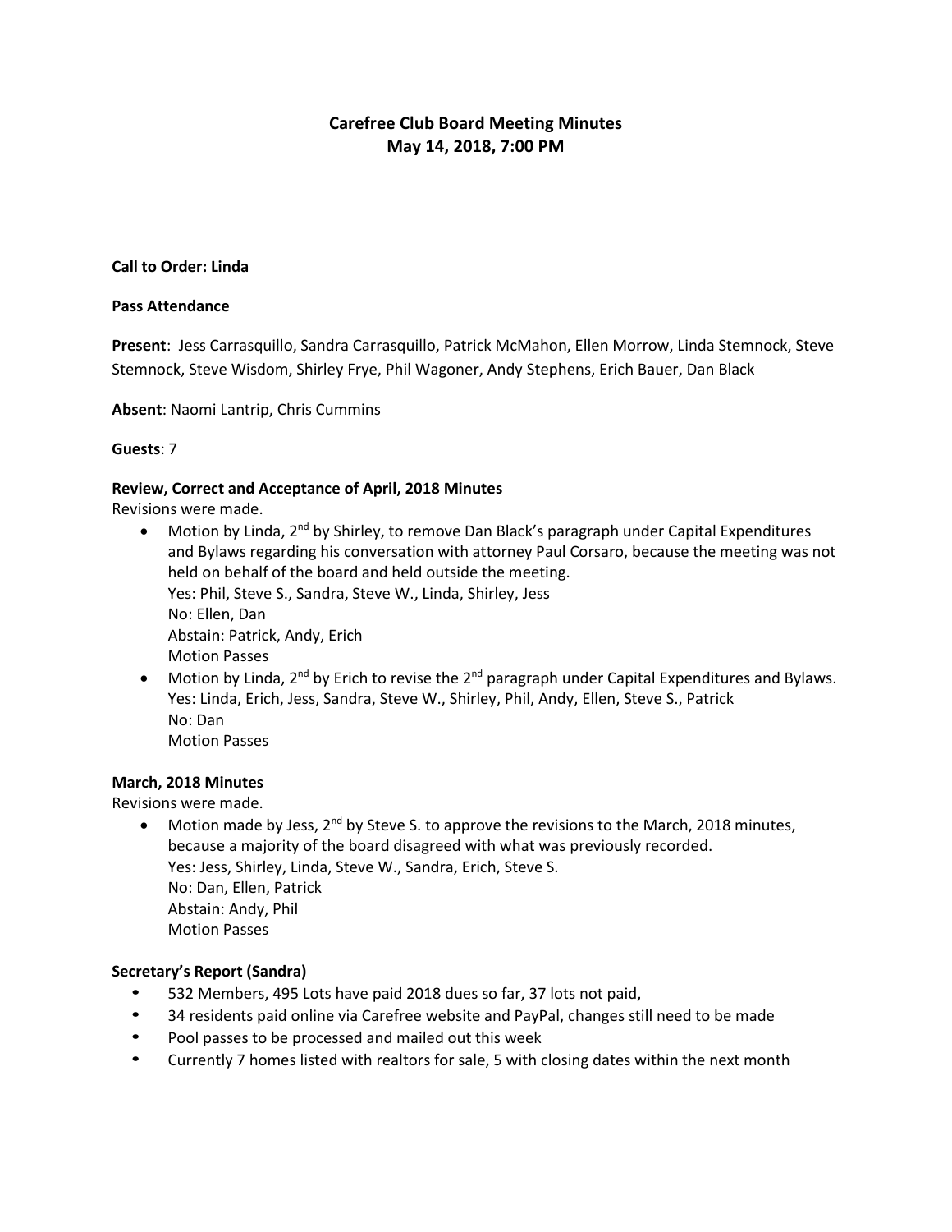# Carefree Club Board Meeting Minutes
## May 14, 2018, 7:00 PM

**Call to Order: Linda**

**Pass Attendance**

**Present**: Jess Carrasquillo, Sandra Carrasquillo, Patrick McMahon, Ellen Morrow, Linda Stemnock, Steve Stemnock, Steve Wisdom, Shirley Frye, Phil Wagoner, Andy Stephens, Erich Bauer, Dan Black

**Absent**: Naomi Lantrip, Chris Cummins

**Guests**: 7

**Review, Correct and Acceptance of April, 2018 Minutes**

Revisions were made.

- Motion by Linda, 2nd by Shirley, to remove Dan Black's paragraph under Capital Expenditures and Bylaws regarding his conversation with attorney Paul Corsaro, because the meeting was not held on behalf of the board and held outside the meeting.
  Yes: Phil, Steve S., Sandra, Steve W., Linda, Shirley, Jess
  No: Ellen, Dan
  Abstain: Patrick, Andy, Erich
  Motion Passes
- Motion by Linda, 2nd by Erich to revise the 2nd paragraph under Capital Expenditures and Bylaws.
  Yes: Linda, Erich, Jess, Sandra, Steve W., Shirley, Phil, Andy, Ellen, Steve S., Patrick
  No: Dan
  Motion Passes

**March, 2018 Minutes**

Revisions were made.

- Motion made by Jess, 2nd by Steve S. to approve the revisions to the March, 2018 minutes, because a majority of the board disagreed with what was previously recorded.
  Yes: Jess, Shirley, Linda, Steve W., Sandra, Erich, Steve S.
  No: Dan, Ellen, Patrick
  Abstain: Andy, Phil
  Motion Passes

**Secretary's Report (Sandra)**

- 532 Members, 495 Lots have paid 2018 dues so far, 37 lots not paid,
- 34 residents paid online via Carefree website and PayPal, changes still need to be made
- Pool passes to be processed and mailed out this week
- Currently 7 homes listed with realtors for sale, 5 with closing dates within the next month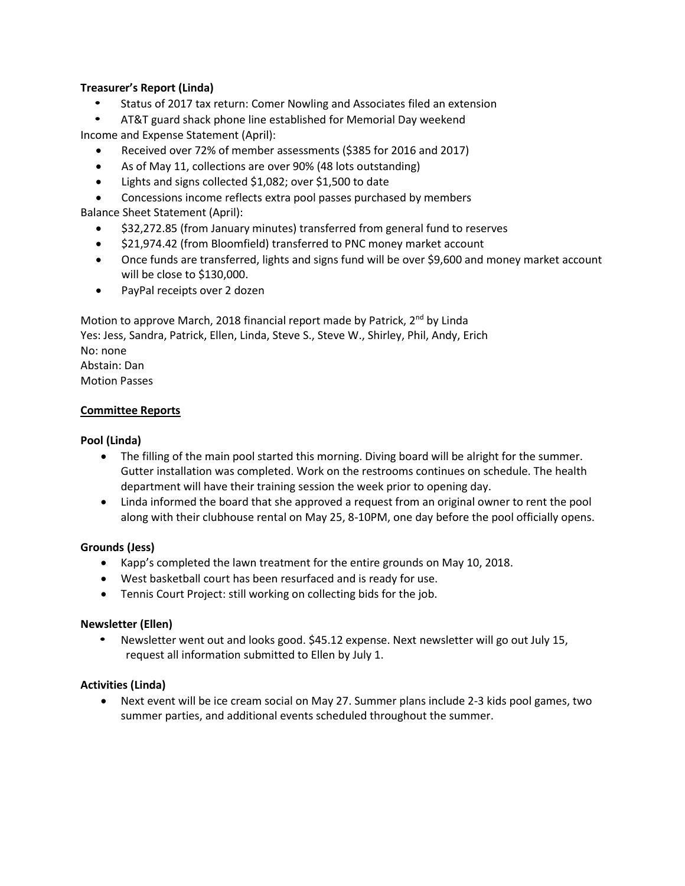**Treasurer's Report (Linda)**

- Status of 2017 tax return: Comer Nowling and Associates filed an extension
- AT&T guard shack phone line established for Memorial Day weekend

Income and Expense Statement (April):

- Received over 72% of member assessments ($385 for 2016 and 2017)
- As of May 11, collections are over 90% (48 lots outstanding)
- Lights and signs collected $1,082; over $1,500 to date
- Concessions income reflects extra pool passes purchased by members

Balance Sheet Statement (April):

- $32,272.85 (from January minutes) transferred from general fund to reserves
- $21,974.42 (from Bloomfield) transferred to PNC money market account
- Once funds are transferred, lights and signs fund will be over $9,600 and money market account will be close to $130,000.
- PayPal receipts over 2 dozen

Motion to approve March, 2018 financial report made by Patrick, 2nd by Linda
Yes: Jess, Sandra, Patrick, Ellen, Linda, Steve S., Steve W., Shirley, Phil, Andy, Erich
No: none
Abstain: Dan
Motion Passes

## Committee Reports

**Pool (Linda)**

- The filling of the main pool started this morning. Diving board will be alright for the summer. Gutter installation was completed. Work on the restrooms continues on schedule. The health department will have their training session the week prior to opening day.
- Linda informed the board that she approved a request from an original owner to rent the pool along with their clubhouse rental on May 25, 8-10PM, one day before the pool officially opens.

**Grounds (Jess)**

- Kapp's completed the lawn treatment for the entire grounds on May 10, 2018.
- West basketball court has been resurfaced and is ready for use.
- Tennis Court Project: still working on collecting bids for the job.

**Newsletter (Ellen)**

- Newsletter went out and looks good. $45.12 expense. Next newsletter will go out July 15, request all information submitted to Ellen by July 1.

**Activities (Linda)**

- Next event will be ice cream social on May 27. Summer plans include 2-3 kids pool games, two summer parties, and additional events scheduled throughout the summer.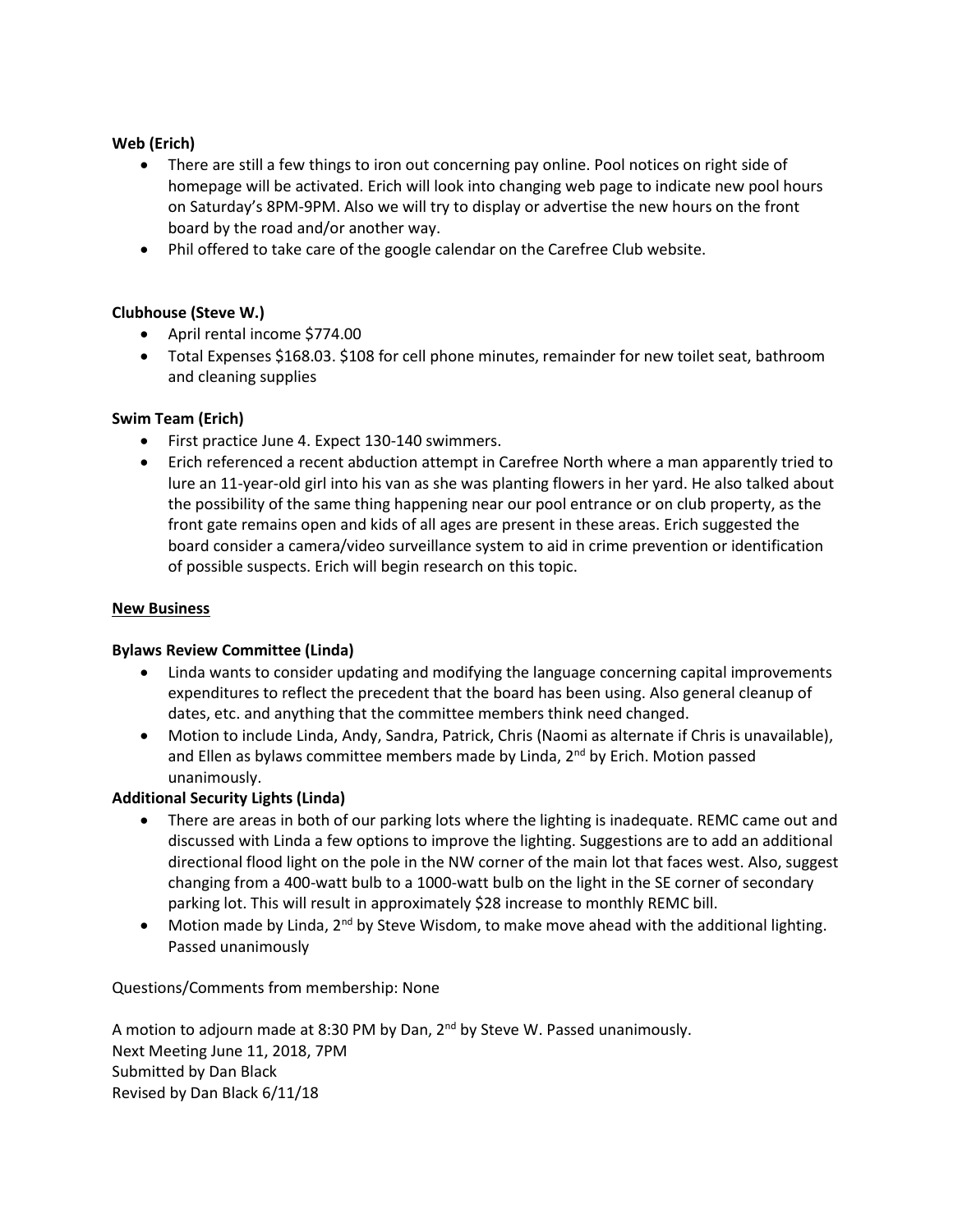**Web (Erich)**

- There are still a few things to iron out concerning pay online. Pool notices on right side of homepage will be activated. Erich will look into changing web page to indicate new pool hours on Saturday's 8PM-9PM. Also we will try to display or advertise the new hours on the front board by the road and/or another way.
- Phil offered to take care of the google calendar on the Carefree Club website.

**Clubhouse (Steve W.)**

- April rental income $774.00
- Total Expenses $168.03. $108 for cell phone minutes, remainder for new toilet seat, bathroom and cleaning supplies

**Swim Team (Erich)**

- First practice June 4. Expect 130-140 swimmers.
- Erich referenced a recent abduction attempt in Carefree North where a man apparently tried to lure an 11-year-old girl into his van as she was planting flowers in her yard. He also talked about the possibility of the same thing happening near our pool entrance or on club property, as the front gate remains open and kids of all ages are present in these areas. Erich suggested the board consider a camera/video surveillance system to aid in crime prevention or identification of possible suspects. Erich will begin research on this topic.

**<u>New Business</u>**

**Bylaws Review Committee (Linda)**

- Linda wants to consider updating and modifying the language concerning capital improvements expenditures to reflect the precedent that the board has been using. Also general cleanup of dates, etc. and anything that the committee members think need changed.
- Motion to include Linda, Andy, Sandra, Patrick, Chris (Naomi as alternate if Chris is unavailable), and Ellen as bylaws committee members made by Linda, 2nd by Erich. Motion passed unanimously.

**Additional Security Lights (Linda)**

- There are areas in both of our parking lots where the lighting is inadequate. REMC came out and discussed with Linda a few options to improve the lighting. Suggestions are to add an additional directional flood light on the pole in the NW corner of the main lot that faces west. Also, suggest changing from a 400-watt bulb to a 1000-watt bulb on the light in the SE corner of secondary parking lot. This will result in approximately $28 increase to monthly REMC bill.
- Motion made by Linda, 2nd by Steve Wisdom, to make move ahead with the additional lighting. Passed unanimously

Questions/Comments from membership: None

A motion to adjourn made at 8:30 PM by Dan, 2nd by Steve W. Passed unanimously.
Next Meeting June 11, 2018, 7PM
Submitted by Dan Black
Revised by Dan Black 6/11/18